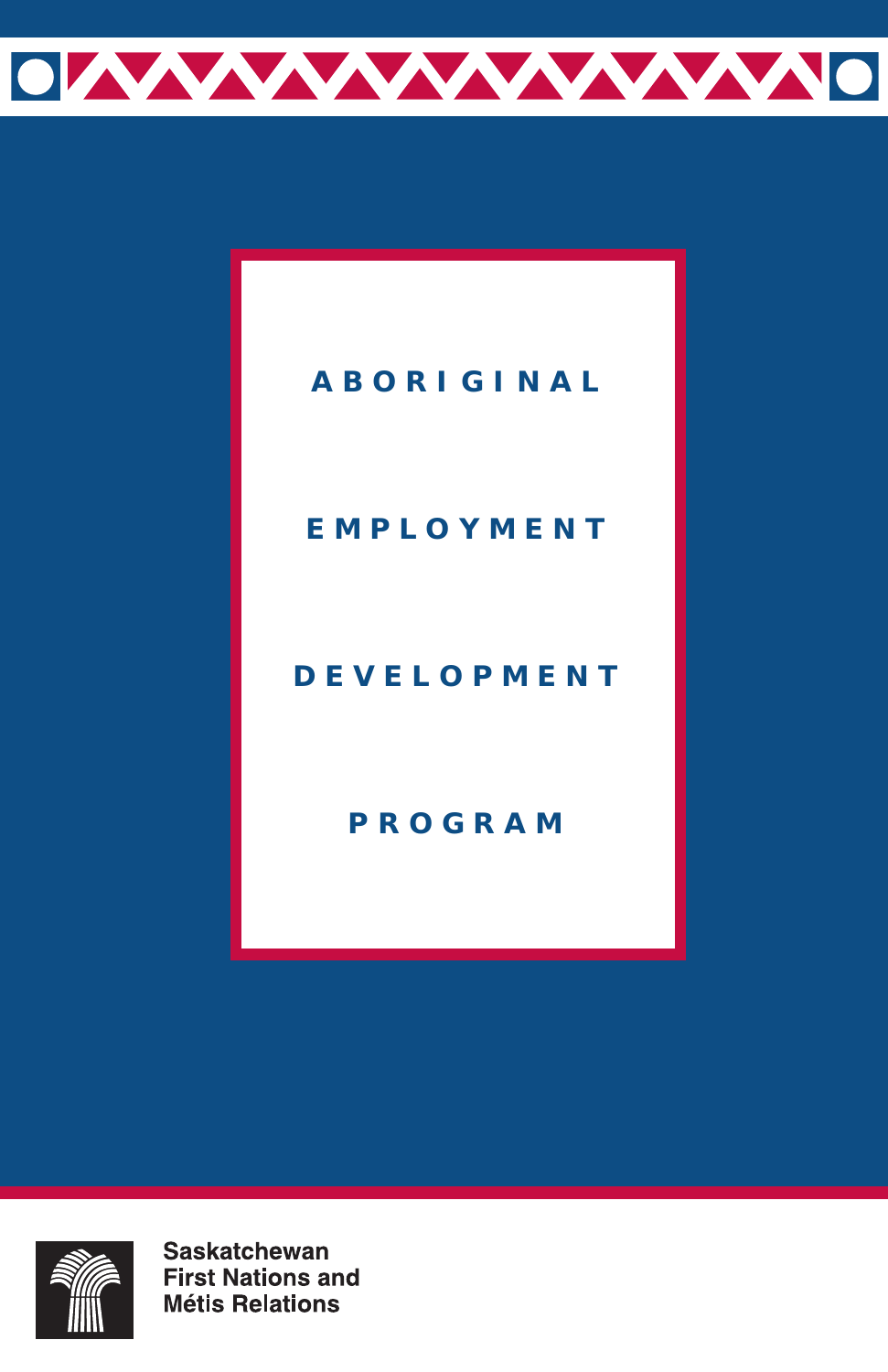# ABORIGINAL EMPLOYMENT DEVELOPMENT PROGRAM

Saskatchewan
First Nations and
Métis Relations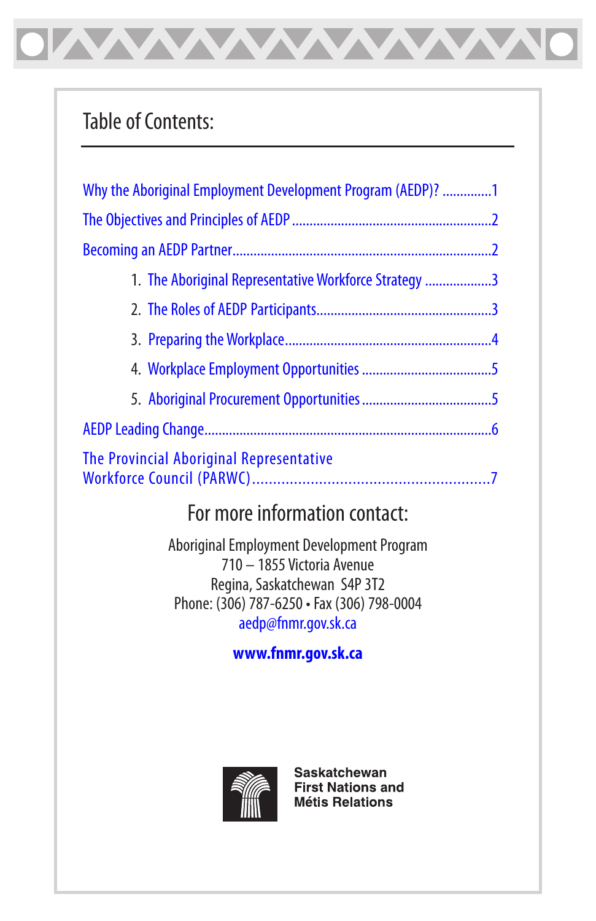## Table of Contents:

Why the Aboriginal Employment Development Program (AEDP)? ..............1

The Objectives and Principles of AEDP .........................................................2

Becoming an AEDP Partner.........................................................................2

1. The Aboriginal Representative Workforce Strategy ...................3
2. The Roles of AEDP Participants..................................................3
3. Preparing the Workplace..........................................................4
4. Workplace Employment Opportunities .....................................5
5. Aboriginal Procurement Opportunities.....................................5

AEDP Leading Change..................................................................................6

The Provincial Aboriginal Representative Workforce Council (PARWC)........................................................7

## For more information contact:

Aboriginal Employment Development Program
710 – 1855 Victoria Avenue
Regina, Saskatchewan S4P 3T2
Phone: (306) 787-6250 • Fax (306) 798-0004
aedp@fnmr.gov.sk.ca

**www.fnmr.gov.sk.ca**

**Saskatchewan First Nations and Métis Relations**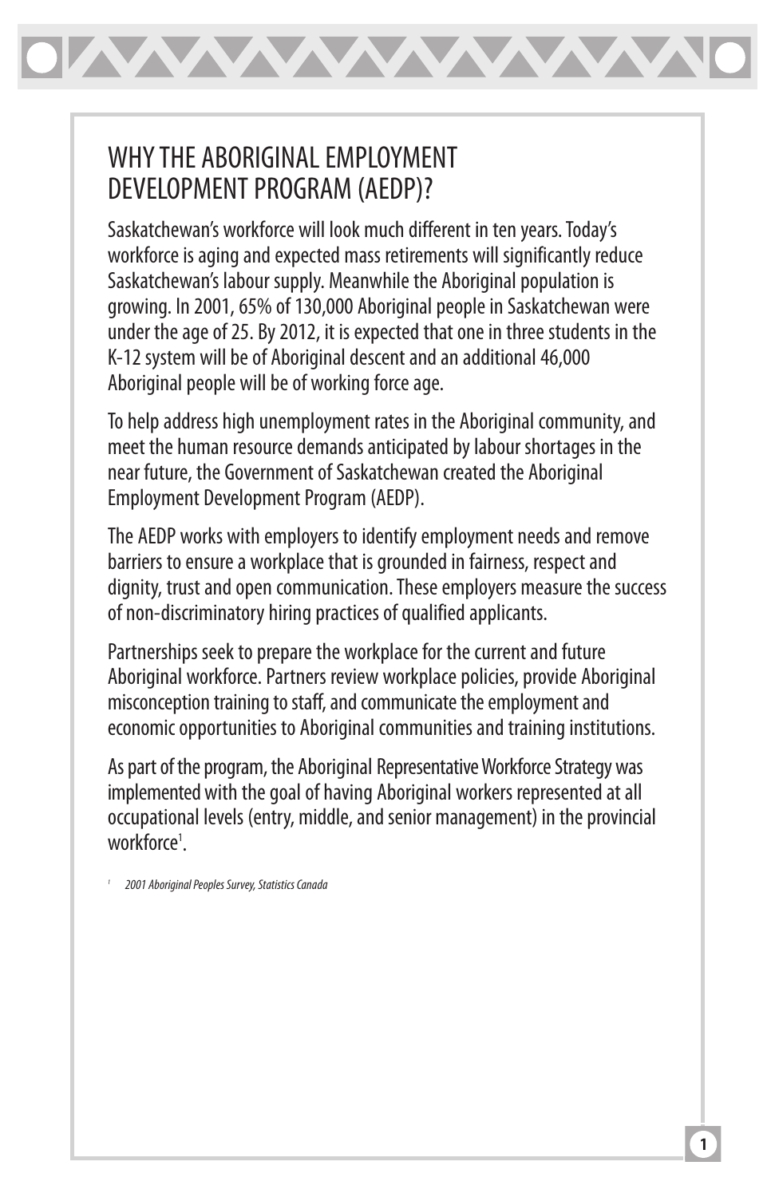# WHY THE ABORIGINAL EMPLOYMENT DEVELOPMENT PROGRAM (AEDP)?

Saskatchewan's workforce will look much different in ten years. Today's workforce is aging and expected mass retirements will significantly reduce Saskatchewan's labour supply. Meanwhile the Aboriginal population is growing. In 2001, 65% of 130,000 Aboriginal people in Saskatchewan were under the age of 25. By 2012, it is expected that one in three students in the K-12 system will be of Aboriginal descent and an additional 46,000 Aboriginal people will be of working force age.

To help address high unemployment rates in the Aboriginal community, and meet the human resource demands anticipated by labour shortages in the near future, the Government of Saskatchewan created the Aboriginal Employment Development Program (AEDP).

The AEDP works with employers to identify employment needs and remove barriers to ensure a workplace that is grounded in fairness, respect and dignity, trust and open communication. These employers measure the success of non-discriminatory hiring practices of qualified applicants.

Partnerships seek to prepare the workplace for the current and future Aboriginal workforce. Partners review workplace policies, provide Aboriginal misconception training to staff, and communicate the employment and economic opportunities to Aboriginal communities and training institutions.

As part of the program, the Aboriginal Representative Workforce Strategy was implemented with the goal of having Aboriginal workers represented at all occupational levels (entry, middle, and senior management) in the provincial workforce[1].

[1] *2001 Aboriginal Peoples Survey, Statistics Canada*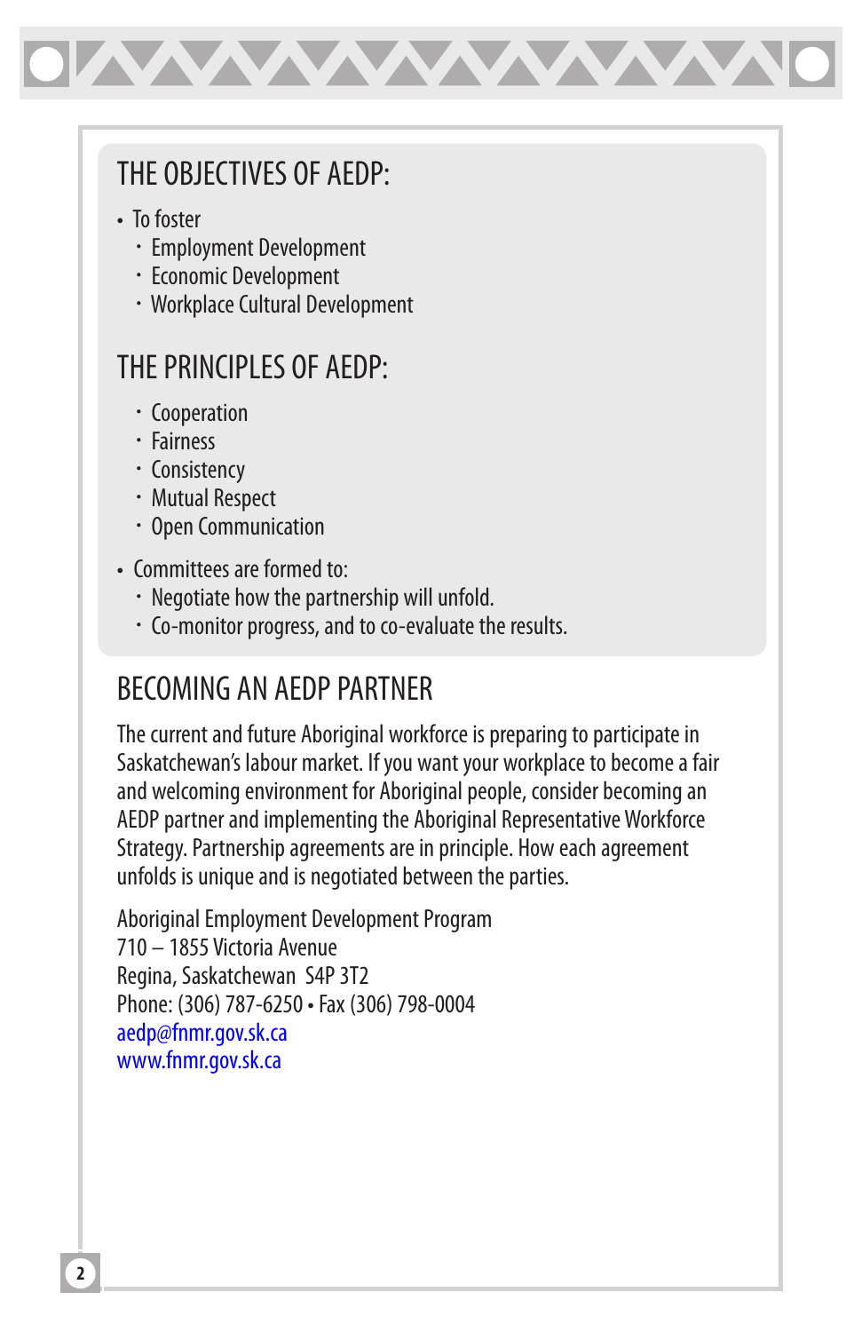## THE OBJECTIVES OF AEDP:

- To foster
  - Employment Development
  - Economic Development
  - Workplace Cultural Development

## THE PRINCIPLES OF AEDP:

- Cooperation
- Fairness
- Consistency
- Mutual Respect
- Open Communication

- Committees are formed to:
  - Negotiate how the partnership will unfold.
  - Co-monitor progress, and to co-evaluate the results.

## BECOMING AN AEDP PARTNER

The current and future Aboriginal workforce is preparing to participate in Saskatchewan's labour market. If you want your workplace to become a fair and welcoming environment for Aboriginal people, consider becoming an AEDP partner and implementing the Aboriginal Representative Workforce Strategy. Partnership agreements are in principle. How each agreement unfolds is unique and is negotiated between the parties.

Aboriginal Employment Development Program
710 – 1855 Victoria Avenue
Regina, Saskatchewan S4P 3T2
Phone: (306) 787-6250 • Fax (306) 798-0004
aedp@fnmr.gov.sk.ca
www.fnmr.gov.sk.ca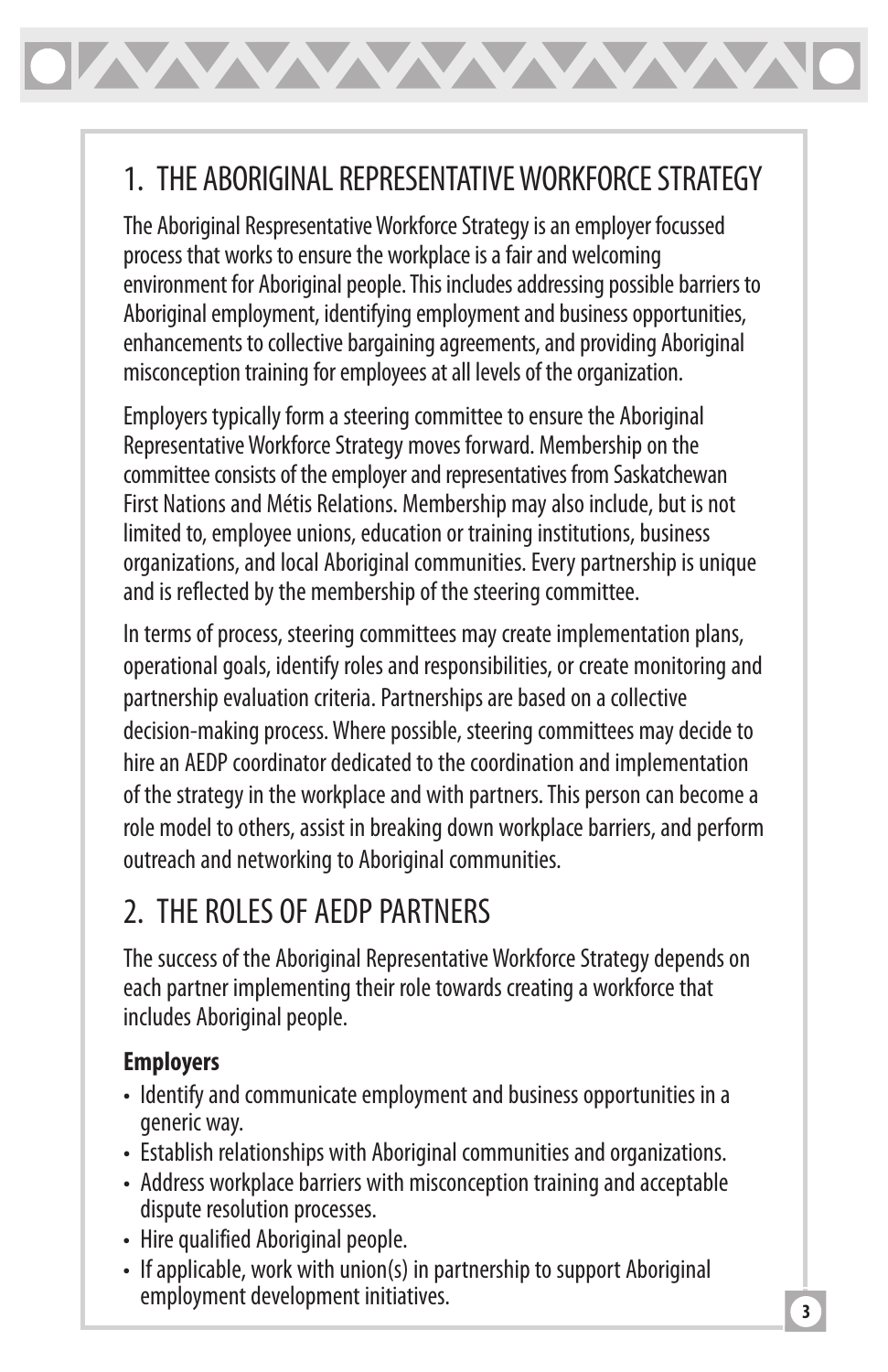## 1. THE ABORIGINAL REPRESENTATIVE WORKFORCE STRATEGY

The Aboriginal Respresentative Workforce Strategy is an employer focussed process that works to ensure the workplace is a fair and welcoming environment for Aboriginal people. This includes addressing possible barriers to Aboriginal employment, identifying employment and business opportunities, enhancements to collective bargaining agreements, and providing Aboriginal misconception training for employees at all levels of the organization.

Employers typically form a steering committee to ensure the Aboriginal Representative Workforce Strategy moves forward. Membership on the committee consists of the employer and representatives from Saskatchewan First Nations and Métis Relations. Membership may also include, but is not limited to, employee unions, education or training institutions, business organizations, and local Aboriginal communities. Every partnership is unique and is reflected by the membership of the steering committee.

In terms of process, steering committees may create implementation plans, operational goals, identify roles and responsibilities, or create monitoring and partnership evaluation criteria. Partnerships are based on a collective decision-making process. Where possible, steering committees may decide to hire an AEDP coordinator dedicated to the coordination and implementation of the strategy in the workplace and with partners. This person can become a role model to others, assist in breaking down workplace barriers, and perform outreach and networking to Aboriginal communities.

## 2. THE ROLES OF AEDP PARTNERS

The success of the Aboriginal Representative Workforce Strategy depends on each partner implementing their role towards creating a workforce that includes Aboriginal people.

**Employers**

- Identify and communicate employment and business opportunities in a generic way.
- Establish relationships with Aboriginal communities and organizations.
- Address workplace barriers with misconception training and acceptable dispute resolution processes.
- Hire qualified Aboriginal people.
- If applicable, work with union(s) in partnership to support Aboriginal employment development initiatives.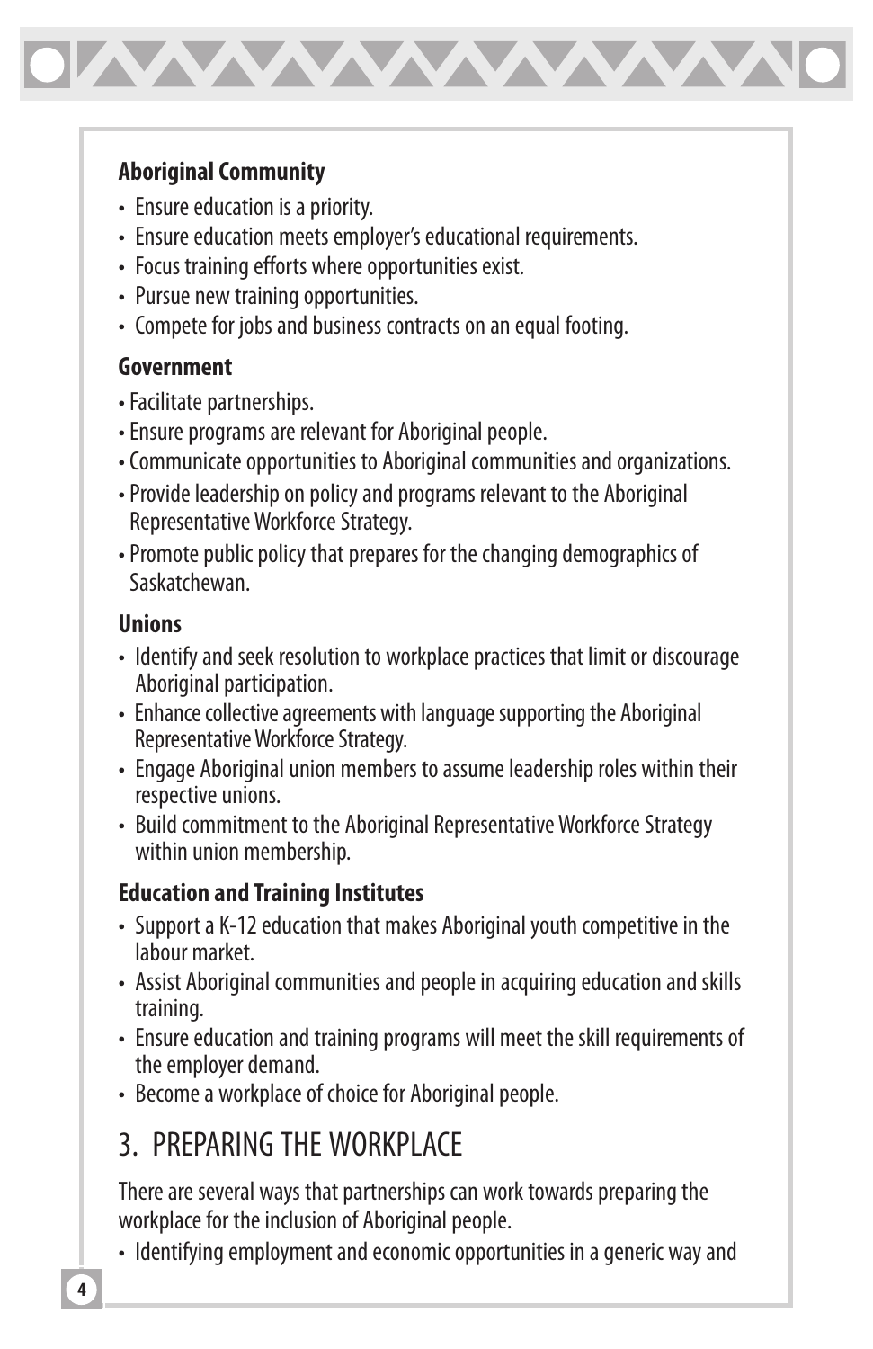### Aboriginal Community

- Ensure education is a priority.
- Ensure education meets employer's educational requirements.
- Focus training efforts where opportunities exist.
- Pursue new training opportunities.
- Compete for jobs and business contracts on an equal footing.

### Government

- Facilitate partnerships.
- Ensure programs are relevant for Aboriginal people.
- Communicate opportunities to Aboriginal communities and organizations.
- Provide leadership on policy and programs relevant to the Aboriginal Representative Workforce Strategy.
- Promote public policy that prepares for the changing demographics of Saskatchewan.

### Unions

- Identify and seek resolution to workplace practices that limit or discourage Aboriginal participation.
- Enhance collective agreements with language supporting the Aboriginal Representative Workforce Strategy.
- Engage Aboriginal union members to assume leadership roles within their respective unions.
- Build commitment to the Aboriginal Representative Workforce Strategy within union membership.

### Education and Training Institutes

- Support a K-12 education that makes Aboriginal youth competitive in the labour market.
- Assist Aboriginal communities and people in acquiring education and skills training.
- Ensure education and training programs will meet the skill requirements of the employer demand.
- Become a workplace of choice for Aboriginal people.

## 3. PREPARING THE WORKPLACE

There are several ways that partnerships can work towards preparing the workplace for the inclusion of Aboriginal people.

- Identifying employment and economic opportunities in a generic way and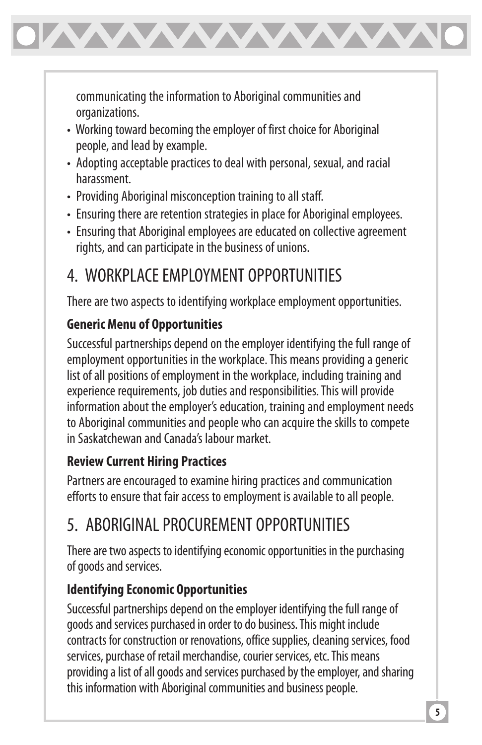communicating the information to Aboriginal communities and organizations.

- Working toward becoming the employer of first choice for Aboriginal people, and lead by example.
- Adopting acceptable practices to deal with personal, sexual, and racial harassment.
- Providing Aboriginal misconception training to all staff.
- Ensuring there are retention strategies in place for Aboriginal employees.
- Ensuring that Aboriginal employees are educated on collective agreement rights, and can participate in the business of unions.

## 4. WORKPLACE EMPLOYMENT OPPORTUNITIES

There are two aspects to identifying workplace employment opportunities.

### Generic Menu of Opportunities

Successful partnerships depend on the employer identifying the full range of employment opportunities in the workplace. This means providing a generic list of all positions of employment in the workplace, including training and experience requirements, job duties and responsibilities. This will provide information about the employer's education, training and employment needs to Aboriginal communities and people who can acquire the skills to compete in Saskatchewan and Canada's labour market.

### Review Current Hiring Practices

Partners are encouraged to examine hiring practices and communication efforts to ensure that fair access to employment is available to all people.

## 5. ABORIGINAL PROCUREMENT OPPORTUNITIES

There are two aspects to identifying economic opportunities in the purchasing of goods and services.

### Identifying Economic Opportunities

Successful partnerships depend on the employer identifying the full range of goods and services purchased in order to do business. This might include contracts for construction or renovations, office supplies, cleaning services, food services, purchase of retail merchandise, courier services, etc. This means providing a list of all goods and services purchased by the employer, and sharing this information with Aboriginal communities and business people.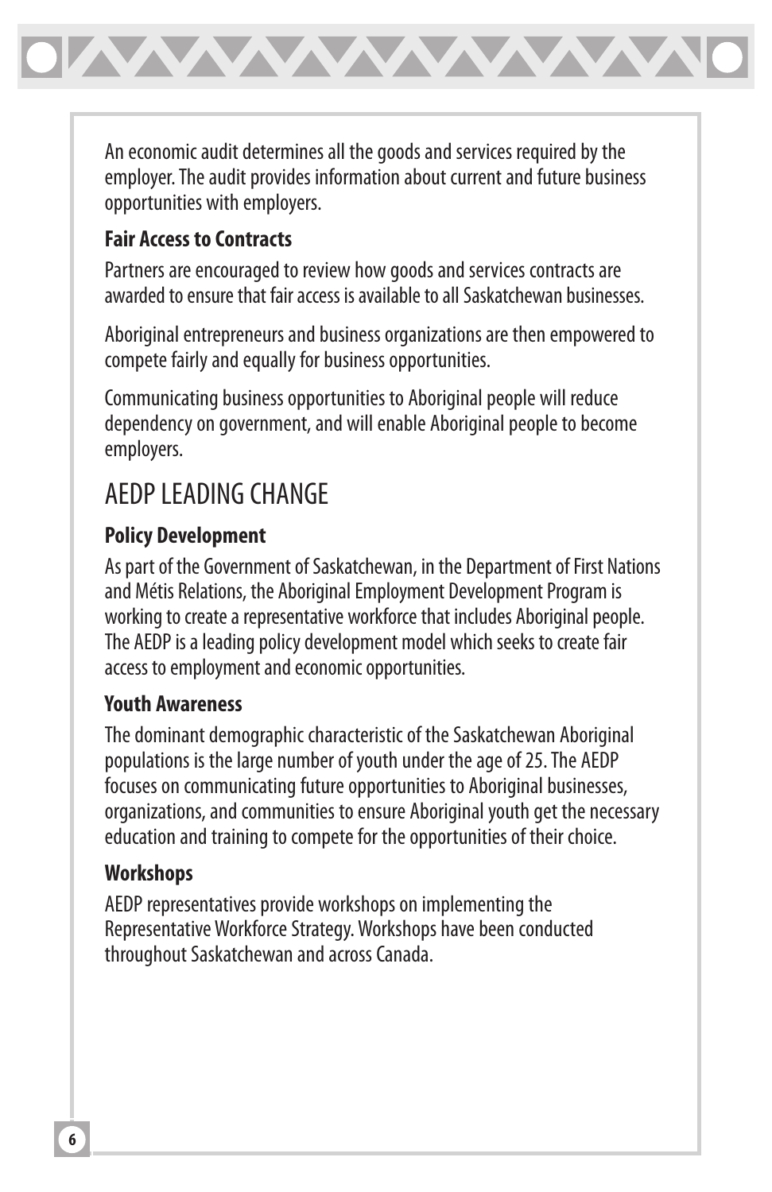An economic audit determines all the goods and services required by the employer. The audit provides information about current and future business opportunities with employers.

### Fair Access to Contracts

Partners are encouraged to review how goods and services contracts are awarded to ensure that fair access is available to all Saskatchewan businesses.

Aboriginal entrepreneurs and business organizations are then empowered to compete fairly and equally for business opportunities.

Communicating business opportunities to Aboriginal people will reduce dependency on government, and will enable Aboriginal people to become employers.

## AEDP LEADING CHANGE

### Policy Development

As part of the Government of Saskatchewan, in the Department of First Nations and Métis Relations, the Aboriginal Employment Development Program is working to create a representative workforce that includes Aboriginal people. The AEDP is a leading policy development model which seeks to create fair access to employment and economic opportunities.

### Youth Awareness

The dominant demographic characteristic of the Saskatchewan Aboriginal populations is the large number of youth under the age of 25. The AEDP focuses on communicating future opportunities to Aboriginal businesses, organizations, and communities to ensure Aboriginal youth get the necessary education and training to compete for the opportunities of their choice.

### Workshops

AEDP representatives provide workshops on implementing the Representative Workforce Strategy. Workshops have been conducted throughout Saskatchewan and across Canada.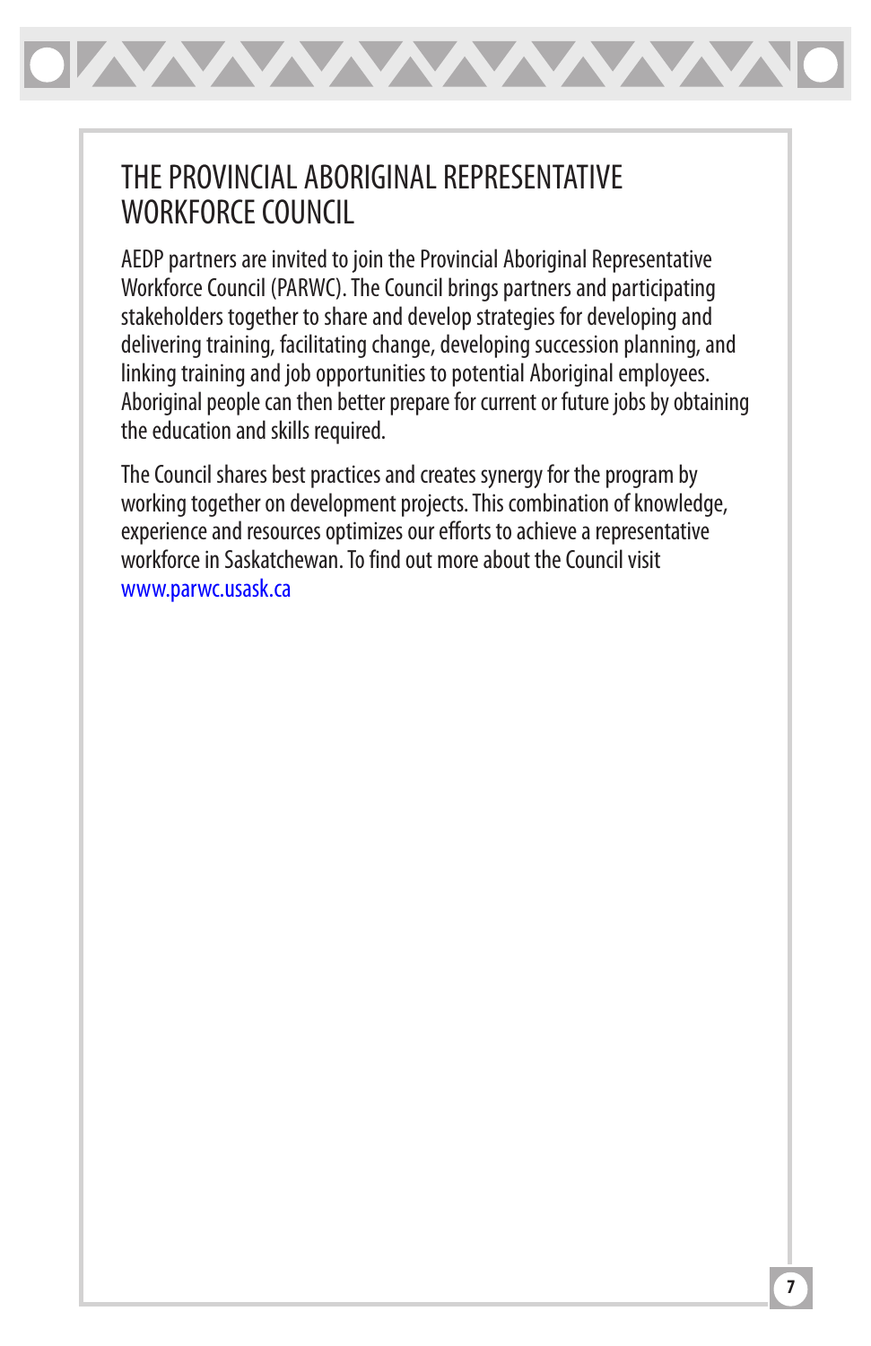# THE PROVINCIAL ABORIGINAL REPRESENTATIVE WORKFORCE COUNCIL

AEDP partners are invited to join the Provincial Aboriginal Representative Workforce Council (PARWC). The Council brings partners and participating stakeholders together to share and develop strategies for developing and delivering training, facilitating change, developing succession planning, and linking training and job opportunities to potential Aboriginal employees. Aboriginal people can then better prepare for current or future jobs by obtaining the education and skills required.

The Council shares best practices and creates synergy for the program by working together on development projects. This combination of knowledge, experience and resources optimizes our efforts to achieve a representative workforce in Saskatchewan. To find out more about the Council visit www.parwc.usask.ca